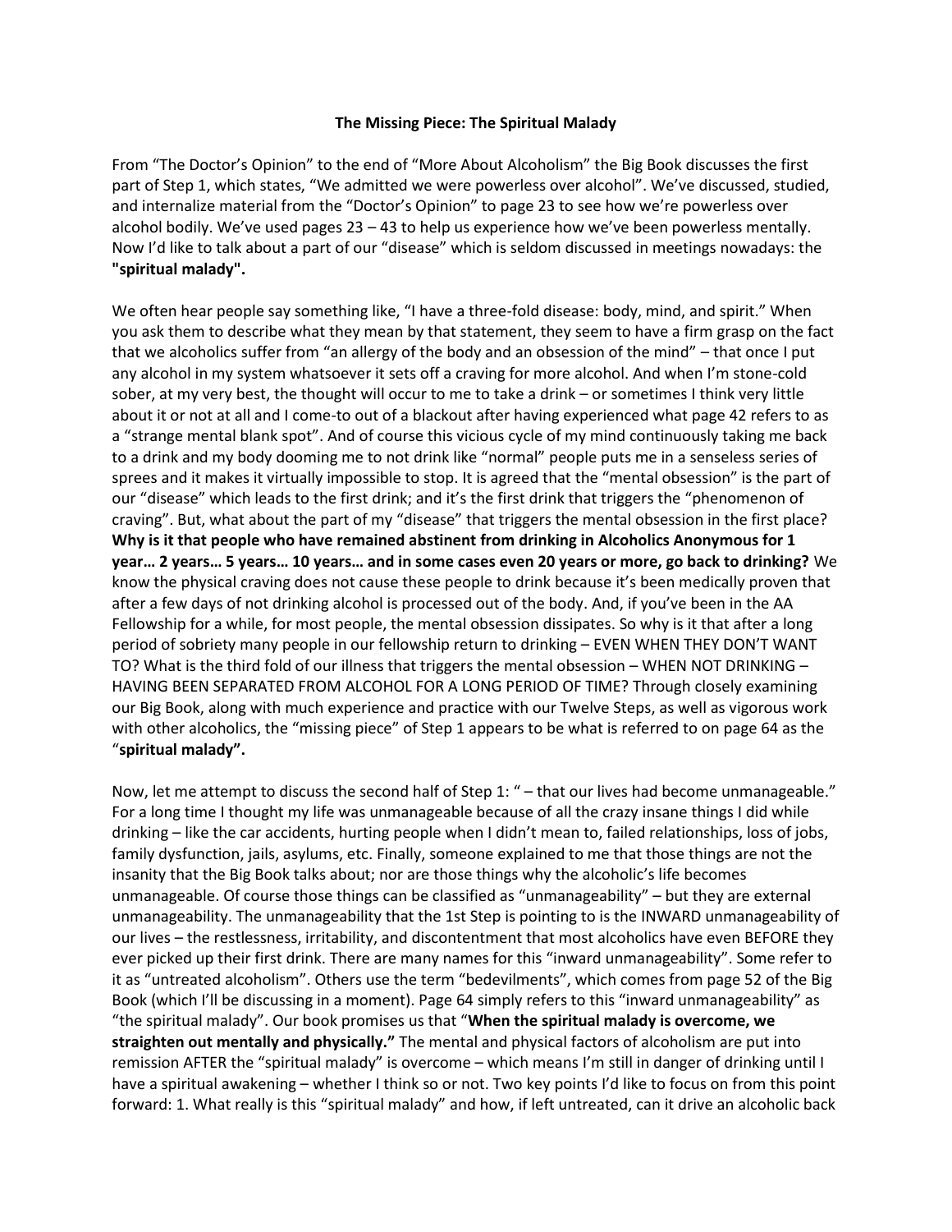**The Missing Piece: The Spiritual Malady**

From "The Doctor's Opinion" to the end of "More About Alcoholism" the Big Book discusses the first part of Step 1, which states, "We admitted we were powerless over alcohol". We've discussed, studied, and internalize material from the "Doctor's Opinion" to page 23 to see how we're powerless over alcohol bodily. We've used pages 23 – 43 to help us experience how we've been powerless mentally. Now I'd like to talk about a part of our "disease" which is seldom discussed in meetings nowadays: the **"spiritual malady".**

We often hear people say something like, "I have a three-fold disease: body, mind, and spirit." When you ask them to describe what they mean by that statement, they seem to have a firm grasp on the fact that we alcoholics suffer from "an allergy of the body and an obsession of the mind" – that once I put any alcohol in my system whatsoever it sets off a craving for more alcohol. And when I'm stone-cold sober, at my very best, the thought will occur to me to take a drink – or sometimes I think very little about it or not at all and I come-to out of a blackout after having experienced what page 42 refers to as a "strange mental blank spot". And of course this vicious cycle of my mind continuously taking me back to a drink and my body dooming me to not drink like "normal" people puts me in a senseless series of sprees and it makes it virtually impossible to stop. It is agreed that the "mental obsession" is the part of our "disease" which leads to the first drink; and it's the first drink that triggers the "phenomenon of craving". But, what about the part of my "disease" that triggers the mental obsession in the first place? **Why is it that people who have remained abstinent from drinking in Alcoholics Anonymous for 1 year… 2 years… 5 years… 10 years… and in some cases even 20 years or more, go back to drinking?** We know the physical craving does not cause these people to drink because it's been medically proven that after a few days of not drinking alcohol is processed out of the body. And, if you've been in the AA Fellowship for a while, for most people, the mental obsession dissipates. So why is it that after a long period of sobriety many people in our fellowship return to drinking – EVEN WHEN THEY DON'T WANT TO? What is the third fold of our illness that triggers the mental obsession – WHEN NOT DRINKING – HAVING BEEN SEPARATED FROM ALCOHOL FOR A LONG PERIOD OF TIME? Through closely examining our Big Book, along with much experience and practice with our Twelve Steps, as well as vigorous work with other alcoholics, the "missing piece" of Step 1 appears to be what is referred to on page 64 as the "**spiritual malady".**

Now, let me attempt to discuss the second half of Step 1: " – that our lives had become unmanageable." For a long time I thought my life was unmanageable because of all the crazy insane things I did while drinking – like the car accidents, hurting people when I didn't mean to, failed relationships, loss of jobs, family dysfunction, jails, asylums, etc. Finally, someone explained to me that those things are not the insanity that the Big Book talks about; nor are those things why the alcoholic's life becomes unmanageable. Of course those things can be classified as "unmanageability" – but they are external unmanageability. The unmanageability that the 1st Step is pointing to is the INWARD unmanageability of our lives – the restlessness, irritability, and discontentment that most alcoholics have even BEFORE they ever picked up their first drink. There are many names for this "inward unmanageability". Some refer to it as "untreated alcoholism". Others use the term "bedevilments", which comes from page 52 of the Big Book (which I'll be discussing in a moment). Page 64 simply refers to this "inward unmanageability" as "the spiritual malady". Our book promises us that "**When the spiritual malady is overcome, we straighten out mentally and physically."** The mental and physical factors of alcoholism are put into remission AFTER the "spiritual malady" is overcome – which means I'm still in danger of drinking until I have a spiritual awakening – whether I think so or not. Two key points I'd like to focus on from this point forward: 1. What really is this "spiritual malady" and how, if left untreated, can it drive an alcoholic back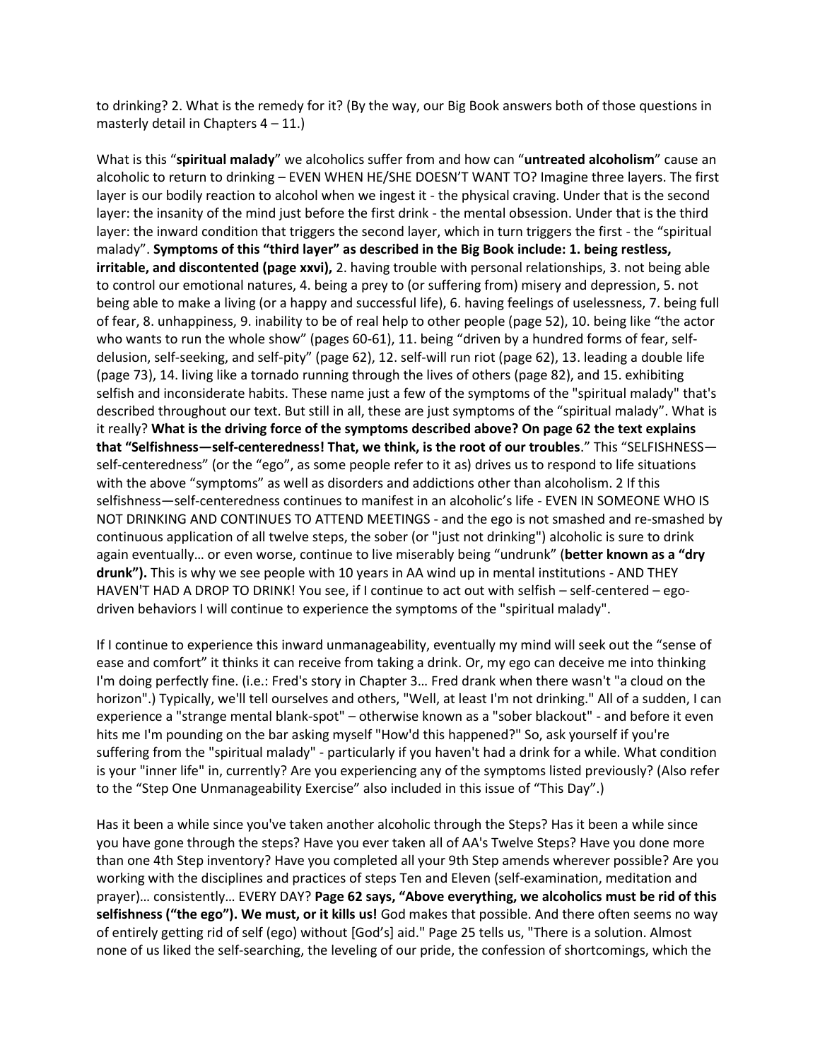to drinking? 2. What is the remedy for it? (By the way, our Big Book answers both of those questions in masterly detail in Chapters 4 – 11.)

What is this "**spiritual malady**" we alcoholics suffer from and how can "**untreated alcoholism**" cause an alcoholic to return to drinking – EVEN WHEN HE/SHE DOESN'T WANT TO? Imagine three layers. The first layer is our bodily reaction to alcohol when we ingest it - the physical craving. Under that is the second layer: the insanity of the mind just before the first drink - the mental obsession. Under that is the third layer: the inward condition that triggers the second layer, which in turn triggers the first - the "spiritual malady". **Symptoms of this "third layer" as described in the Big Book include: 1. being restless, irritable, and discontented (page xxvi),** 2. having trouble with personal relationships, 3. not being able to control our emotional natures, 4. being a prey to (or suffering from) misery and depression, 5. not being able to make a living (or a happy and successful life), 6. having feelings of uselessness, 7. being full of fear, 8. unhappiness, 9. inability to be of real help to other people (page 52), 10. being like "the actor who wants to run the whole show" (pages 60-61), 11. being "driven by a hundred forms of fear, self-delusion, self-seeking, and self-pity" (page 62), 12. self-will run riot (page 62), 13. leading a double life (page 73), 14. living like a tornado running through the lives of others (page 82), and 15. exhibiting selfish and inconsiderate habits. These name just a few of the symptoms of the "spiritual malady" that's described throughout our text. But still in all, these are just symptoms of the "spiritual malady". What is it really? **What is the driving force of the symptoms described above? On page 62 the text explains that "Selfishness—self-centeredness! That, we think, is the root of our troubles**." This "SELFISHNESS—self-centeredness" (or the "ego", as some people refer to it as) drives us to respond to life situations with the above "symptoms" as well as disorders and addictions other than alcoholism. 2 If this selfishness—self-centeredness continues to manifest in an alcoholic's life - EVEN IN SOMEONE WHO IS NOT DRINKING AND CONTINUES TO ATTEND MEETINGS - and the ego is not smashed and re-smashed by continuous application of all twelve steps, the sober (or "just not drinking") alcoholic is sure to drink again eventually… or even worse, continue to live miserably being "undrunk" (**better known as a "dry drunk").** This is why we see people with 10 years in AA wind up in mental institutions - AND THEY HAVEN'T HAD A DROP TO DRINK! You see, if I continue to act out with selfish – self-centered – ego-driven behaviors I will continue to experience the symptoms of the "spiritual malady".

If I continue to experience this inward unmanageability, eventually my mind will seek out the "sense of ease and comfort" it thinks it can receive from taking a drink. Or, my ego can deceive me into thinking I'm doing perfectly fine. (i.e.: Fred's story in Chapter 3… Fred drank when there wasn't "a cloud on the horizon".) Typically, we'll tell ourselves and others, "Well, at least I'm not drinking." All of a sudden, I can experience a "strange mental blank-spot" – otherwise known as a "sober blackout" - and before it even hits me I'm pounding on the bar asking myself "How'd this happened?" So, ask yourself if you're suffering from the "spiritual malady" - particularly if you haven't had a drink for a while. What condition is your "inner life" in, currently? Are you experiencing any of the symptoms listed previously? (Also refer to the "Step One Unmanageability Exercise" also included in this issue of "This Day".)

Has it been a while since you've taken another alcoholic through the Steps? Has it been a while since you have gone through the steps? Have you ever taken all of AA's Twelve Steps? Have you done more than one 4th Step inventory? Have you completed all your 9th Step amends wherever possible? Are you working with the disciplines and practices of steps Ten and Eleven (self-examination, meditation and prayer)… consistently… EVERY DAY? **Page 62 says, "Above everything, we alcoholics must be rid of this selfishness ("the ego"). We must, or it kills us!** God makes that possible. And there often seems no way of entirely getting rid of self (ego) without [God's] aid." Page 25 tells us, "There is a solution. Almost none of us liked the self-searching, the leveling of our pride, the confession of shortcomings, which the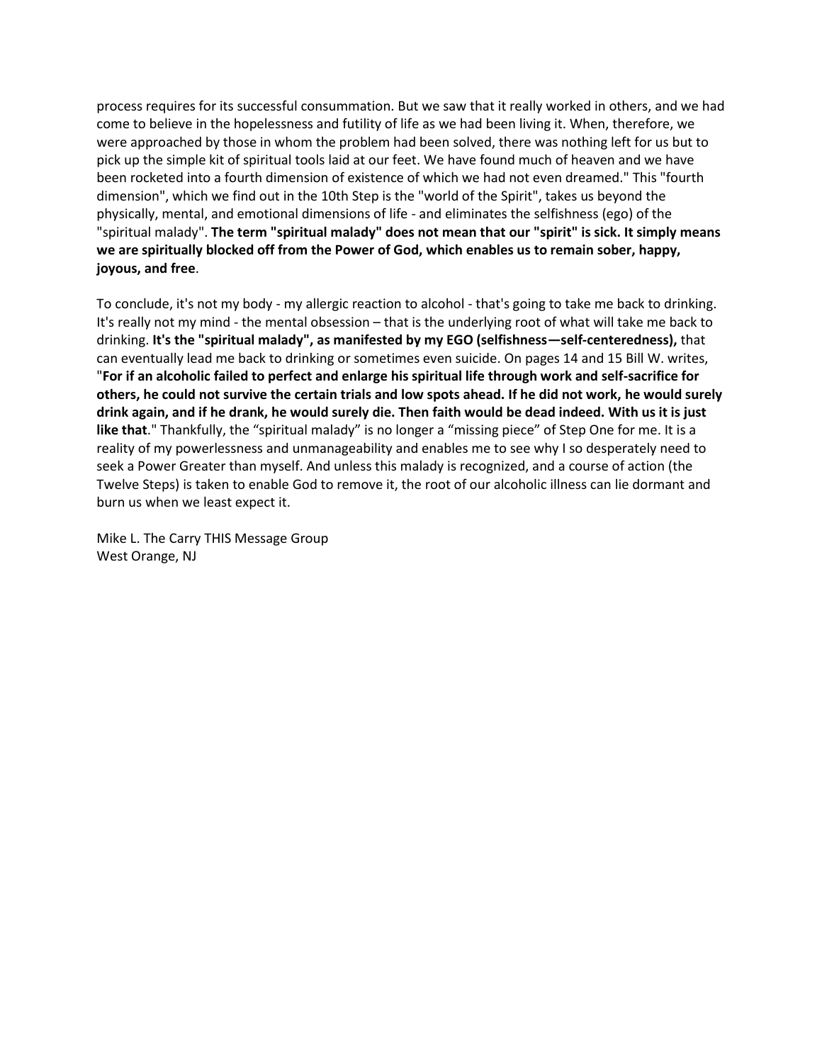process requires for its successful consummation. But we saw that it really worked in others, and we had come to believe in the hopelessness and futility of life as we had been living it. When, therefore, we were approached by those in whom the problem had been solved, there was nothing left for us but to pick up the simple kit of spiritual tools laid at our feet. We have found much of heaven and we have been rocketed into a fourth dimension of existence of which we had not even dreamed." This "fourth dimension", which we find out in the 10th Step is the "world of the Spirit", takes us beyond the physically, mental, and emotional dimensions of life - and eliminates the selfishness (ego) of the "spiritual malady". **The term "spiritual malady" does not mean that our "spirit" is sick. It simply means we are spiritually blocked off from the Power of God, which enables us to remain sober, happy, joyous, and free**.

To conclude, it's not my body - my allergic reaction to alcohol - that's going to take me back to drinking. It's really not my mind - the mental obsession – that is the underlying root of what will take me back to drinking. **It's the "spiritual malady", as manifested by my EGO (selfishness—self-centeredness),** that can eventually lead me back to drinking or sometimes even suicide. On pages 14 and 15 Bill W. writes, "**For if an alcoholic failed to perfect and enlarge his spiritual life through work and self-sacrifice for others, he could not survive the certain trials and low spots ahead. If he did not work, he would surely drink again, and if he drank, he would surely die. Then faith would be dead indeed. With us it is just like that**." Thankfully, the "spiritual malady" is no longer a "missing piece" of Step One for me. It is a reality of my powerlessness and unmanageability and enables me to see why I so desperately need to seek a Power Greater than myself. And unless this malady is recognized, and a course of action (the Twelve Steps) is taken to enable God to remove it, the root of our alcoholic illness can lie dormant and burn us when we least expect it.

Mike L. The Carry THIS Message Group
West Orange, NJ